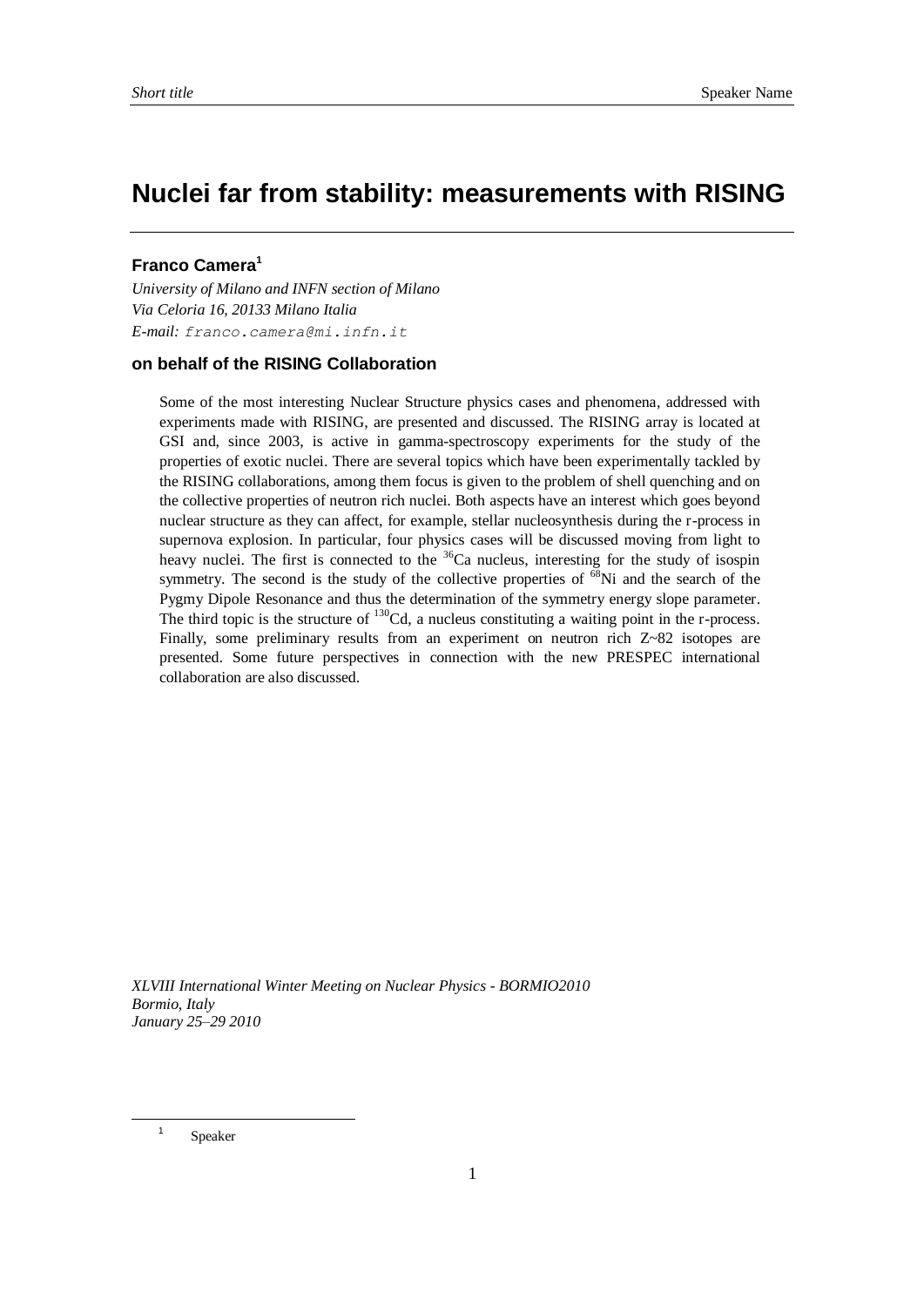# Nuclei far from stability: measurements with RISING

**Franco Camera**[1]

*University of Milano and INFN section of Milano*
*Via Celoria 16, 20133 Milano Italia*
*E-mail:* franco.camera@mi.infn.it

### on behalf of the RISING Collaboration

Some of the most interesting Nuclear Structure physics cases and phenomena, addressed with experiments made with RISING, are presented and discussed. The RISING array is located at GSI and, since 2003, is active in gamma-spectroscopy experiments for the study of the properties of exotic nuclei. There are several topics which have been experimentally tackled by the RISING collaborations, among them focus is given to the problem of shell quenching and on the collective properties of neutron rich nuclei. Both aspects have an interest which goes beyond nuclear structure as they can affect, for example, stellar nucleosynthesis during the r-process in supernova explosion. In particular, four physics cases will be discussed moving from light to heavy nuclei. The first is connected to the $^{36}$Ca nucleus, interesting for the study of isospin symmetry. The second is the study of the collective properties of $^{68}$Ni and the search of the Pygmy Dipole Resonance and thus the determination of the symmetry energy slope parameter. The third topic is the structure of $^{130}$Cd, a nucleus constituting a waiting point in the r-process. Finally, some preliminary results from an experiment on neutron rich Z~82 isotopes are presented. Some future perspectives in connection with the new PRESPEC international collaboration are also discussed.

*XLVIII International Winter Meeting on Nuclear Physics - BORMIO2010*
*Bormio, Italy*
*January 25–29 2010*

[1] Speaker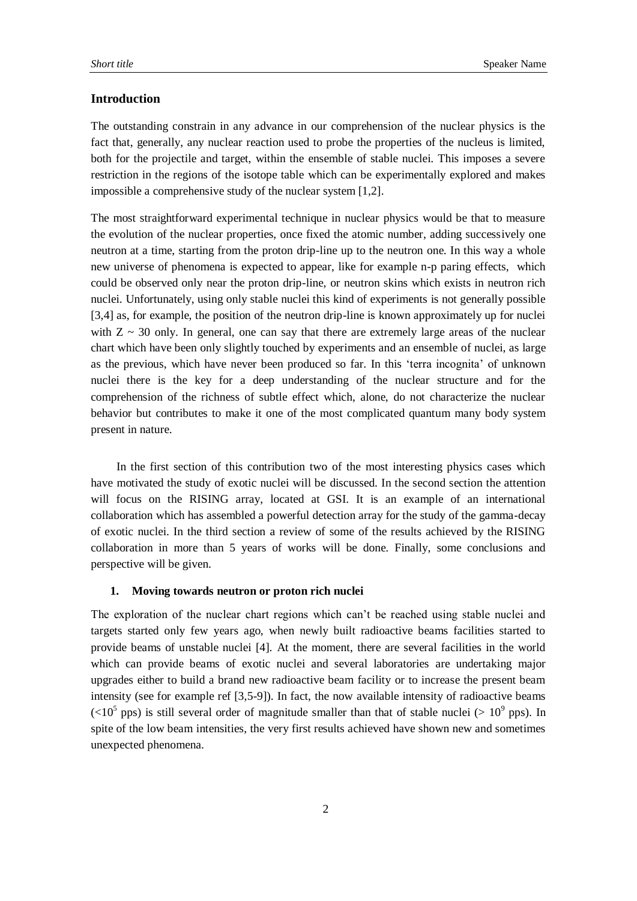## Introduction

The outstanding constrain in any advance in our comprehension of the nuclear physics is the fact that, generally, any nuclear reaction used to probe the properties of the nucleus is limited, both for the projectile and target, within the ensemble of stable nuclei. This imposes a severe restriction in the regions of the isotope table which can be experimentally explored and makes impossible a comprehensive study of the nuclear system [1,2].

The most straightforward experimental technique in nuclear physics would be that to measure the evolution of the nuclear properties, once fixed the atomic number, adding successively one neutron at a time, starting from the proton drip-line up to the neutron one. In this way a whole new universe of phenomena is expected to appear, like for example n-p paring effects, which could be observed only near the proton drip-line, or neutron skins which exists in neutron rich nuclei. Unfortunately, using only stable nuclei this kind of experiments is not generally possible [3,4] as, for example, the position of the neutron drip-line is known approximately up for nuclei with $Z \sim 30$ only. In general, one can say that there are extremely large areas of the nuclear chart which have been only slightly touched by experiments and an ensemble of nuclei, as large as the previous, which have never been produced so far. In this 'terra incognita' of unknown nuclei there is the key for a deep understanding of the nuclear structure and for the comprehension of the richness of subtle effect which, alone, do not characterize the nuclear behavior but contributes to make it one of the most complicated quantum many body system present in nature.

In the first section of this contribution two of the most interesting physics cases which have motivated the study of exotic nuclei will be discussed. In the second section the attention will focus on the RISING array, located at GSI. It is an example of an international collaboration which has assembled a powerful detection array for the study of the gamma-decay of exotic nuclei. In the third section a review of some of the results achieved by the RISING collaboration in more than 5 years of works will be done. Finally, some conclusions and perspective will be given.

### 1. Moving towards neutron or proton rich nuclei

The exploration of the nuclear chart regions which can't be reached using stable nuclei and targets started only few years ago, when newly built radioactive beams facilities started to provide beams of unstable nuclei [4]. At the moment, there are several facilities in the world which can provide beams of exotic nuclei and several laboratories are undertaking major upgrades either to build a brand new radioactive beam facility or to increase the present beam intensity (see for example ref [3,5-9]). In fact, the now available intensity of radioactive beams ($<10^5$ pps) is still several order of magnitude smaller than that of stable nuclei ($> 10^9$ pps). In spite of the low beam intensities, the very first results achieved have shown new and sometimes unexpected phenomena.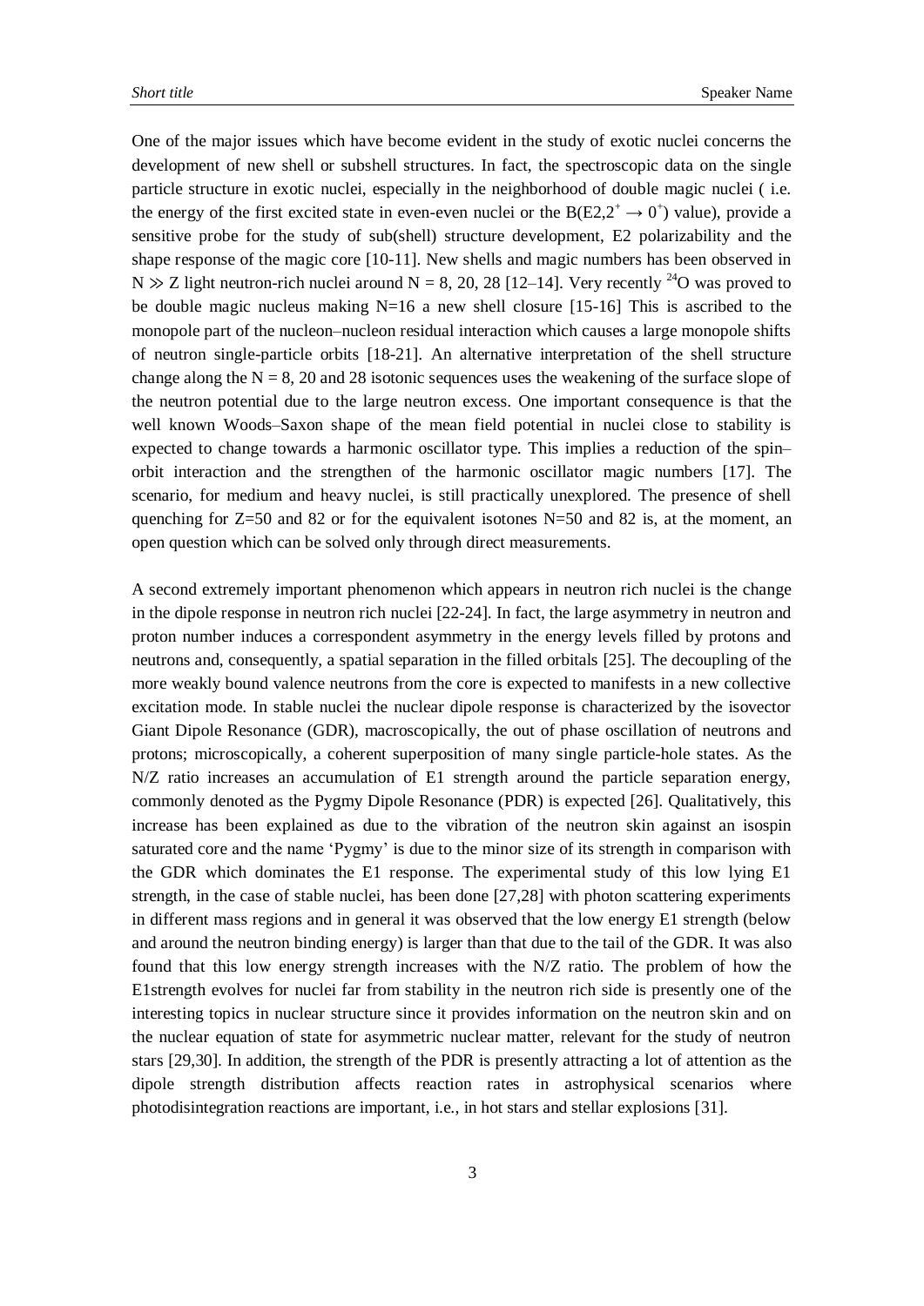One of the major issues which have become evident in the study of exotic nuclei concerns the development of new shell or subshell structures. In fact, the spectroscopic data on the single particle structure in exotic nuclei, especially in the neighborhood of double magic nuclei ( i.e. the energy of the first excited state in even-even nuclei or the $B(E2,2^+ \rightarrow 0^+)$ value), provide a sensitive probe for the study of sub(shell) structure development, E2 polarizability and the shape response of the magic core [10-11]. New shells and magic numbers has been observed in $N \gg Z$ light neutron-rich nuclei around N = 8, 20, 28 [12–14]. Very recently $^{24}O$ was proved to be double magic nucleus making N=16 a new shell closure [15-16] This is ascribed to the monopole part of the nucleon–nucleon residual interaction which causes a large monopole shifts of neutron single-particle orbits [18-21]. An alternative interpretation of the shell structure change along the N = 8, 20 and 28 isotonic sequences uses the weakening of the surface slope of the neutron potential due to the large neutron excess. One important consequence is that the well known Woods–Saxon shape of the mean field potential in nuclei close to stability is expected to change towards a harmonic oscillator type. This implies a reduction of the spin–orbit interaction and the strengthen of the harmonic oscillator magic numbers [17]. The scenario, for medium and heavy nuclei, is still practically unexplored. The presence of shell quenching for Z=50 and 82 or for the equivalent isotones N=50 and 82 is, at the moment, an open question which can be solved only through direct measurements.

A second extremely important phenomenon which appears in neutron rich nuclei is the change in the dipole response in neutron rich nuclei [22-24]. In fact, the large asymmetry in neutron and proton number induces a correspondent asymmetry in the energy levels filled by protons and neutrons and, consequently, a spatial separation in the filled orbitals [25]. The decoupling of the more weakly bound valence neutrons from the core is expected to manifests in a new collective excitation mode. In stable nuclei the nuclear dipole response is characterized by the isovector Giant Dipole Resonance (GDR), macroscopically, the out of phase oscillation of neutrons and protons; microscopically, a coherent superposition of many single particle-hole states. As the N/Z ratio increases an accumulation of E1 strength around the particle separation energy, commonly denoted as the Pygmy Dipole Resonance (PDR) is expected [26]. Qualitatively, this increase has been explained as due to the vibration of the neutron skin against an isospin saturated core and the name 'Pygmy' is due to the minor size of its strength in comparison with the GDR which dominates the E1 response. The experimental study of this low lying E1 strength, in the case of stable nuclei, has been done [27,28] with photon scattering experiments in different mass regions and in general it was observed that the low energy E1 strength (below and around the neutron binding energy) is larger than that due to the tail of the GDR. It was also found that this low energy strength increases with the N/Z ratio. The problem of how the E1strength evolves for nuclei far from stability in the neutron rich side is presently one of the interesting topics in nuclear structure since it provides information on the neutron skin and on the nuclear equation of state for asymmetric nuclear matter, relevant for the study of neutron stars [29,30]. In addition, the strength of the PDR is presently attracting a lot of attention as the dipole strength distribution affects reaction rates in astrophysical scenarios where photodisintegration reactions are important, i.e., in hot stars and stellar explosions [31].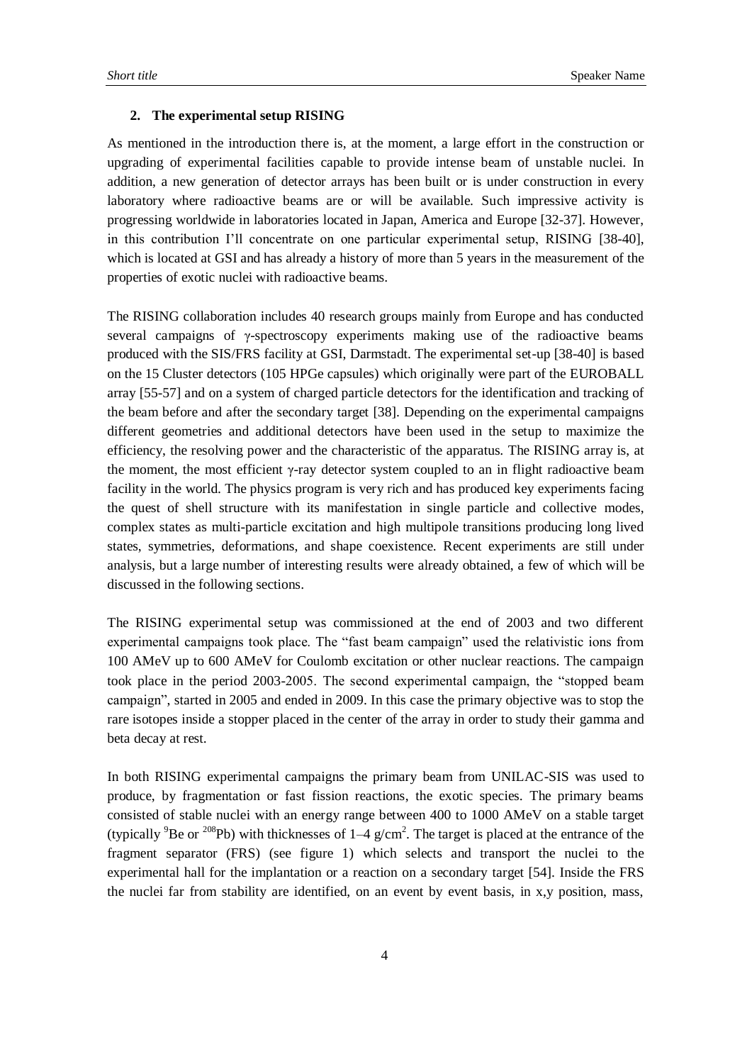## 2. The experimental setup RISING

As mentioned in the introduction there is, at the moment, a large effort in the construction or upgrading of experimental facilities capable to provide intense beam of unstable nuclei. In addition, a new generation of detector arrays has been built or is under construction in every laboratory where radioactive beams are or will be available. Such impressive activity is progressing worldwide in laboratories located in Japan, America and Europe [32-37]. However, in this contribution I'll concentrate on one particular experimental setup, RISING [38-40], which is located at GSI and has already a history of more than 5 years in the measurement of the properties of exotic nuclei with radioactive beams.

The RISING collaboration includes 40 research groups mainly from Europe and has conducted several campaigns of γ-spectroscopy experiments making use of the radioactive beams produced with the SIS/FRS facility at GSI, Darmstadt. The experimental set-up [38-40] is based on the 15 Cluster detectors (105 HPGe capsules) which originally were part of the EUROBALL array [55-57] and on a system of charged particle detectors for the identification and tracking of the beam before and after the secondary target [38]. Depending on the experimental campaigns different geometries and additional detectors have been used in the setup to maximize the efficiency, the resolving power and the characteristic of the apparatus. The RISING array is, at the moment, the most efficient γ-ray detector system coupled to an in flight radioactive beam facility in the world. The physics program is very rich and has produced key experiments facing the quest of shell structure with its manifestation in single particle and collective modes, complex states as multi-particle excitation and high multipole transitions producing long lived states, symmetries, deformations, and shape coexistence. Recent experiments are still under analysis, but a large number of interesting results were already obtained, a few of which will be discussed in the following sections.

The RISING experimental setup was commissioned at the end of 2003 and two different experimental campaigns took place. The "fast beam campaign" used the relativistic ions from 100 AMeV up to 600 AMeV for Coulomb excitation or other nuclear reactions. The campaign took place in the period 2003-2005. The second experimental campaign, the "stopped beam campaign", started in 2005 and ended in 2009. In this case the primary objective was to stop the rare isotopes inside a stopper placed in the center of the array in order to study their gamma and beta decay at rest.

In both RISING experimental campaigns the primary beam from UNILAC-SIS was used to produce, by fragmentation or fast fission reactions, the exotic species. The primary beams consisted of stable nuclei with an energy range between 400 to 1000 AMeV on a stable target (typically $^{9}$Be or $^{208}$Pb) with thicknesses of 1–4 g/cm$^2$. The target is placed at the entrance of the fragment separator (FRS) (see figure 1) which selects and transport the nuclei to the experimental hall for the implantation or a reaction on a secondary target [54]. Inside the FRS the nuclei far from stability are identified, on an event by event basis, in x,y position, mass,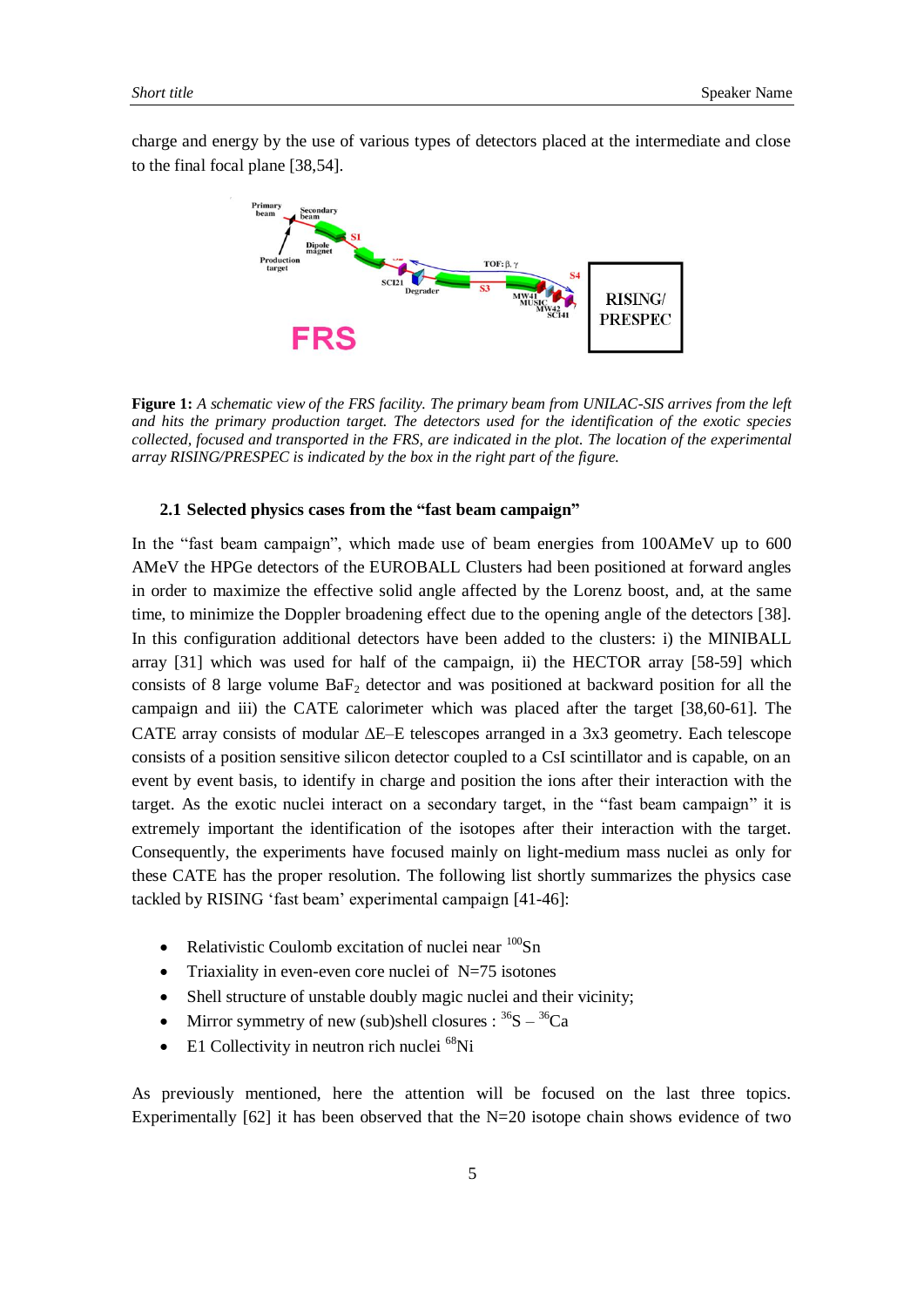charge and energy by the use of various types of detectors placed at the intermediate and close to the final focal plane [38,54].

Primary beam
Secondary beam
S1
Dipole magnet
Production target
TOF: β, γ
S4
SCI21
Degrader
S3
MW41
MUSIC
MW42
SCI41
RISING/ PRESPEC
FRS

**Figure 1:** *A schematic view of the FRS facility. The primary beam from UNILAC-SIS arrives from the left and hits the primary production target. The detectors used for the identification of the exotic species collected, focused and transported in the FRS, are indicated in the plot. The location of the experimental array RISING/PRESPEC is indicated by the box in the right part of the figure.*

### 2.1 Selected physics cases from the "fast beam campaign"

In the "fast beam campaign", which made use of beam energies from 100AMeV up to 600 AMeV the HPGe detectors of the EUROBALL Clusters had been positioned at forward angles in order to maximize the effective solid angle affected by the Lorenz boost, and, at the same time, to minimize the Doppler broadening effect due to the opening angle of the detectors [38]. In this configuration additional detectors have been added to the clusters: i) the MINIBALL array [31] which was used for half of the campaign, ii) the HECTOR array [58-59] which consists of 8 large volume $BaF_2$ detector and was positioned at backward position for all the campaign and iii) the CATE calorimeter which was placed after the target [38,60-61]. The CATE array consists of modular ΔE–E telescopes arranged in a 3x3 geometry. Each telescope consists of a position sensitive silicon detector coupled to a CsI scintillator and is capable, on an event by event basis, to identify in charge and position the ions after their interaction with the target. As the exotic nuclei interact on a secondary target, in the "fast beam campaign" it is extremely important the identification of the isotopes after their interaction with the target. Consequently, the experiments have focused mainly on light-medium mass nuclei as only for these CATE has the proper resolution. The following list shortly summarizes the physics case tackled by RISING 'fast beam' experimental campaign [41-46]:

- Relativistic Coulomb excitation of nuclei near $^{100}$Sn
- Triaxiality in even-even core nuclei of N=75 isotones
- Shell structure of unstable doubly magic nuclei and their vicinity;
- Mirror symmetry of new (sub)shell closures : $^{36}$S – $^{36}$Ca
- E1 Collectivity in neutron rich nuclei $^{68}$Ni

As previously mentioned, here the attention will be focused on the last three topics. Experimentally [62] it has been observed that the N=20 isotope chain shows evidence of two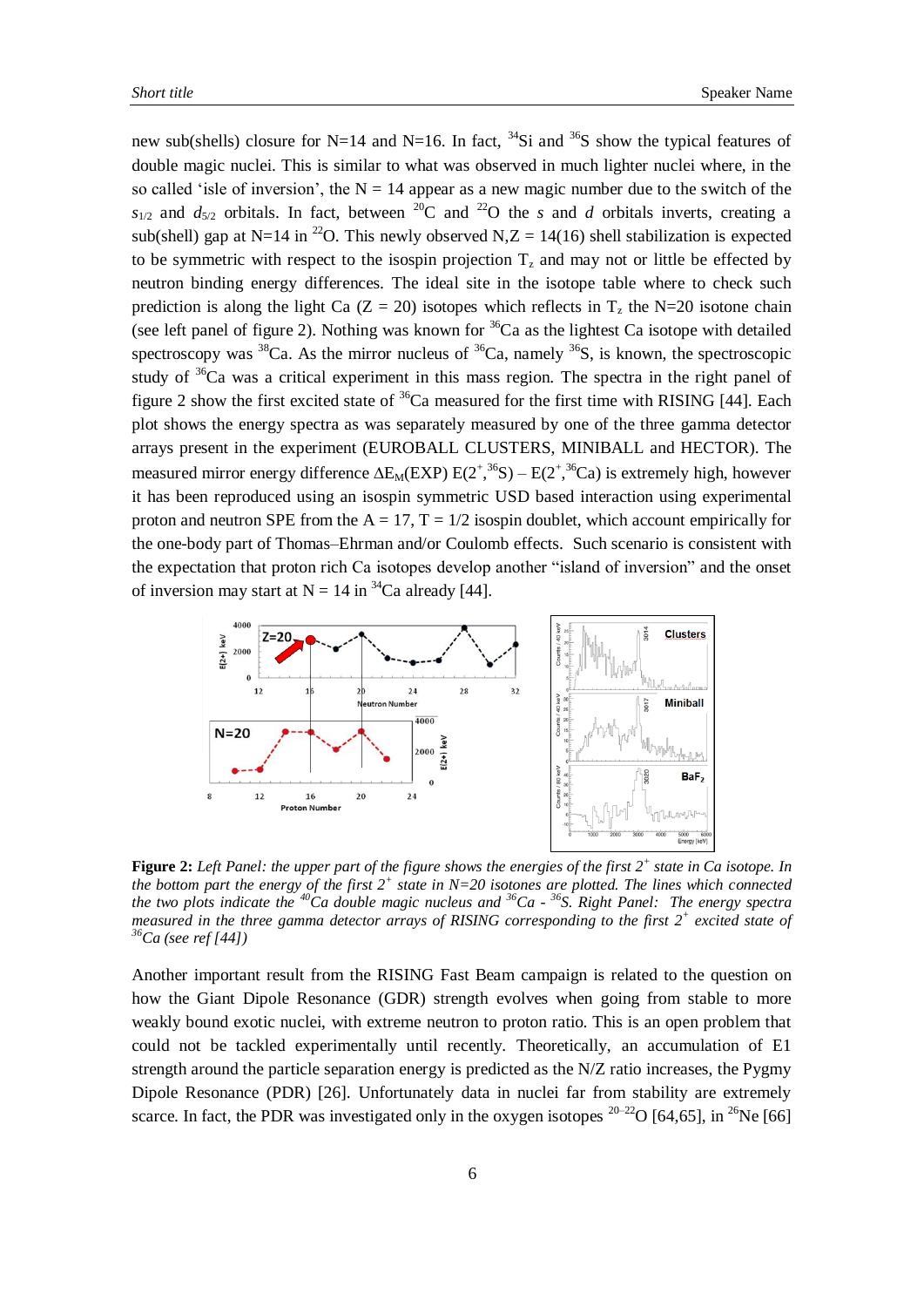new sub(shells) closure for N=14 and N=16. In fact, $^{34}$Si and $^{36}$S show the typical features of double magic nuclei. This is similar to what was observed in much lighter nuclei where, in the so called 'isle of inversion', the N = 14 appear as a new magic number due to the switch of the $s_{1/2}$ and $d_{5/2}$ orbitals. In fact, between $^{20}$C and $^{22}$O the *s* and *d* orbitals inverts, creating a sub(shell) gap at N=14 in $^{22}$O. This newly observed N,Z = 14(16) shell stabilization is expected to be symmetric with respect to the isospin projection $T_z$ and may not or little be effected by neutron binding energy differences. The ideal site in the isotope table where to check such prediction is along the light Ca (Z = 20) isotopes which reflects in $T_z$ the N=20 isotone chain (see left panel of figure 2). Nothing was known for $^{36}$Ca as the lightest Ca isotope with detailed spectroscopy was $^{38}$Ca. As the mirror nucleus of $^{36}$Ca, namely $^{36}$S, is known, the spectroscopic study of $^{36}$Ca was a critical experiment in this mass region. The spectra in the right panel of figure 2 show the first excited state of $^{36}$Ca measured for the first time with RISING [44]. Each plot shows the energy spectra as was separately measured by one of the three gamma detector arrays present in the experiment (EUROBALL CLUSTERS, MINIBALL and HECTOR). The measured mirror energy difference $\Delta E_M$(EXP) $E(2^+,{}^{36}S) - E(2^+,{}^{36}Ca)$ is extremely high, however it has been reproduced using an isospin symmetric USD based interaction using experimental proton and neutron SPE from the A = 17, T = 1/2 isospin doublet, which account empirically for the one-body part of Thomas–Ehrman and/or Coulomb effects. Such scenario is consistent with the expectation that proton rich Ca isotopes develop another "island of inversion" and the onset of inversion may start at N = 14 in $^{34}$Ca already [44].

Z=20
E(2+) keV
4000
2000
0
12 16 20 24 28 32
Neutron Number

N=20
4000
2000
0
E(2+) keV
8 12 16 20 24
Proton Number

Clusters
3014
Miniball
3017
BaF$_2$
3020
Counts / 40 keV
Counts / 40 keV
Counts / 80 keV
1000 2000 3000 4000 5000 6000
Energy [keV]

**Figure 2:** *Left Panel: the upper part of the figure shows the energies of the first $2^+$ state in Ca isotope. In the bottom part the energy of the first $2^+$ state in N=20 isotones are plotted. The lines which connected the two plots indicate the $^{40}$Ca double magic nucleus and $^{36}$Ca - $^{36}$S. Right Panel: The energy spectra measured in the three gamma detector arrays of RISING corresponding to the first $2^+$ excited state of $^{36}$Ca (see ref [44])*

Another important result from the RISING Fast Beam campaign is related to the question on how the Giant Dipole Resonance (GDR) strength evolves when going from stable to more weakly bound exotic nuclei, with extreme neutron to proton ratio. This is an open problem that could not be tackled experimentally until recently. Theoretically, an accumulation of E1 strength around the particle separation energy is predicted as the N/Z ratio increases, the Pygmy Dipole Resonance (PDR) [26]. Unfortunately data in nuclei far from stability are extremely scarce. In fact, the PDR was investigated only in the oxygen isotopes $^{20-22}$O [64,65], in $^{26}$Ne [66]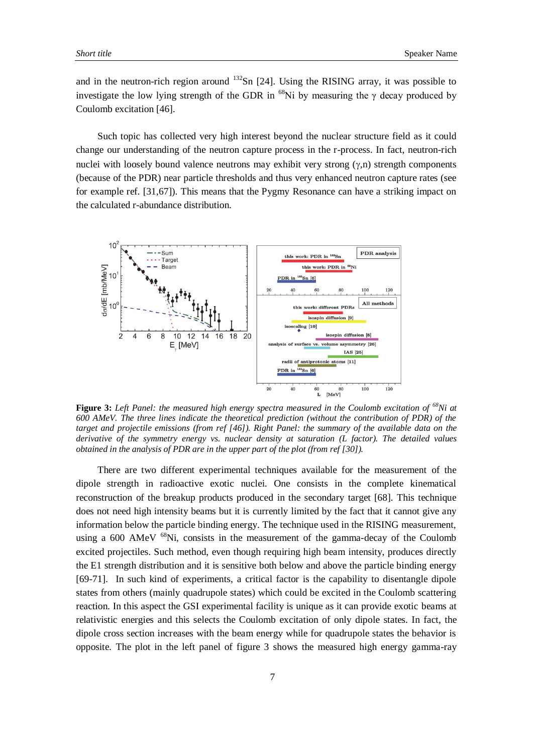and in the neutron-rich region around $^{132}$Sn [24]. Using the RISING array, it was possible to investigate the low lying strength of the GDR in $^{68}$Ni by measuring the $\gamma$ decay produced by Coulomb excitation [46].

Such topic has collected very high interest beyond the nuclear structure field as it could change our understanding of the neutron capture process in the r-process. In fact, neutron-rich nuclei with loosely bound valence neutrons may exhibit very strong ($\gamma$,n) strength components (because of the PDR) near particle thresholds and thus very enhanced neutron capture rates (see for example ref. [31,67]). This means that the Pygmy Resonance can have a striking impact on the calculated r-abundance distribution.

$10^2$
$10^1$
$10^0$
dσ/dE [mb/MeV]
Sum
Target
Beam
2 4 6 8 10 12 14 16 18 20
$E_\gamma$ [MeV]

PDR analysis
this work: PDR in $^{132}$Sn
this work: PDR in $^{68}$Ni
PDR in $^{132}$Sn [6]
20 40 60 80 100 120
All methods
this work: different PDRs
isospin diffusion [9]
isoscaling [10]
isospin diffusion [8]
analysis of surface vs. volume asymmetry [26]
IAS [25]
radii of antiprotonic atoms [11]
PDR in $^{132}$Sn [6]
20 40 60 80 100 120
L [MeV]

**Figure 3:** *Left Panel: the measured high energy spectra measured in the Coulomb excitation of $^{68}$Ni at 600 AMeV. The three lines indicate the theoretical prediction (without the contribution of PDR) of the target and projectile emissions (from ref [46]). Right Panel: the summary of the available data on the derivative of the symmetry energy vs. nuclear density at saturation (L factor). The detailed values obtained in the analysis of PDR are in the upper part of the plot (from ref [30]).*

There are two different experimental techniques available for the measurement of the dipole strength in radioactive exotic nuclei. One consists in the complete kinematical reconstruction of the breakup products produced in the secondary target [68]. This technique does not need high intensity beams but it is currently limited by the fact that it cannot give any information below the particle binding energy. The technique used in the RISING measurement, using a 600 AMeV $^{68}$Ni, consists in the measurement of the gamma-decay of the Coulomb excited projectiles. Such method, even though requiring high beam intensity, produces directly the E1 strength distribution and it is sensitive both below and above the particle binding energy [69-71]. In such kind of experiments, a critical factor is the capability to disentangle dipole states from others (mainly quadrupole states) which could be excited in the Coulomb scattering reaction. In this aspect the GSI experimental facility is unique as it can provide exotic beams at relativistic energies and this selects the Coulomb excitation of only dipole states. In fact, the dipole cross section increases with the beam energy while for quadrupole states the behavior is opposite. The plot in the left panel of figure 3 shows the measured high energy gamma-ray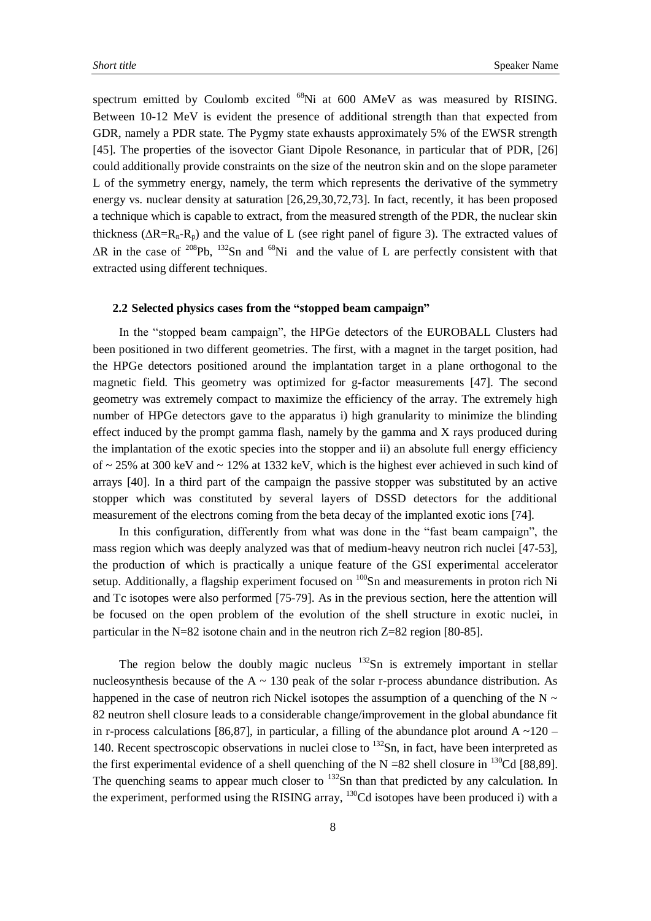spectrum emitted by Coulomb excited $^{68}$Ni at 600 AMeV as was measured by RISING. Between 10-12 MeV is evident the presence of additional strength than that expected from GDR, namely a PDR state. The Pygmy state exhausts approximately 5% of the EWSR strength [45]. The properties of the isovector Giant Dipole Resonance, in particular that of PDR, [26] could additionally provide constraints on the size of the neutron skin and on the slope parameter L of the symmetry energy, namely, the term which represents the derivative of the symmetry energy vs. nuclear density at saturation [26,29,30,72,73]. In fact, recently, it has been proposed a technique which is capable to extract, from the measured strength of the PDR, the nuclear skin thickness ($\Delta R = R_n - R_p$) and the value of L (see right panel of figure 3). The extracted values of $\Delta R$ in the case of $^{208}$Pb, $^{132}$Sn and $^{68}$Ni and the value of L are perfectly consistent with that extracted using different techniques.

### 2.2 Selected physics cases from the "stopped beam campaign"

In the "stopped beam campaign", the HPGe detectors of the EUROBALL Clusters had been positioned in two different geometries. The first, with a magnet in the target position, had the HPGe detectors positioned around the implantation target in a plane orthogonal to the magnetic field. This geometry was optimized for g-factor measurements [47]. The second geometry was extremely compact to maximize the efficiency of the array. The extremely high number of HPGe detectors gave to the apparatus i) high granularity to minimize the blinding effect induced by the prompt gamma flash, namely by the gamma and X rays produced during the implantation of the exotic species into the stopper and ii) an absolute full energy efficiency of ~ 25% at 300 keV and ~ 12% at 1332 keV, which is the highest ever achieved in such kind of arrays [40]. In a third part of the campaign the passive stopper was substituted by an active stopper which was constituted by several layers of DSSD detectors for the additional measurement of the electrons coming from the beta decay of the implanted exotic ions [74].

In this configuration, differently from what was done in the "fast beam campaign", the mass region which was deeply analyzed was that of medium-heavy neutron rich nuclei [47-53], the production of which is practically a unique feature of the GSI experimental accelerator setup. Additionally, a flagship experiment focused on $^{100}$Sn and measurements in proton rich Ni and Tc isotopes were also performed [75-79]. As in the previous section, here the attention will be focused on the open problem of the evolution of the shell structure in exotic nuclei, in particular in the N=82 isotone chain and in the neutron rich Z=82 region [80-85].

The region below the doubly magic nucleus $^{132}$Sn is extremely important in stellar nucleosynthesis because of the A ~ 130 peak of the solar r-process abundance distribution. As happened in the case of neutron rich Nickel isotopes the assumption of a quenching of the N ~ 82 neutron shell closure leads to a considerable change/improvement in the global abundance fit in r-process calculations [86,87], in particular, a filling of the abundance plot around A ~120 – 140. Recent spectroscopic observations in nuclei close to $^{132}$Sn, in fact, have been interpreted as the first experimental evidence of a shell quenching of the N =82 shell closure in $^{130}$Cd [88,89]. The quenching seams to appear much closer to $^{132}$Sn than that predicted by any calculation. In the experiment, performed using the RISING array, $^{130}$Cd isotopes have been produced i) with a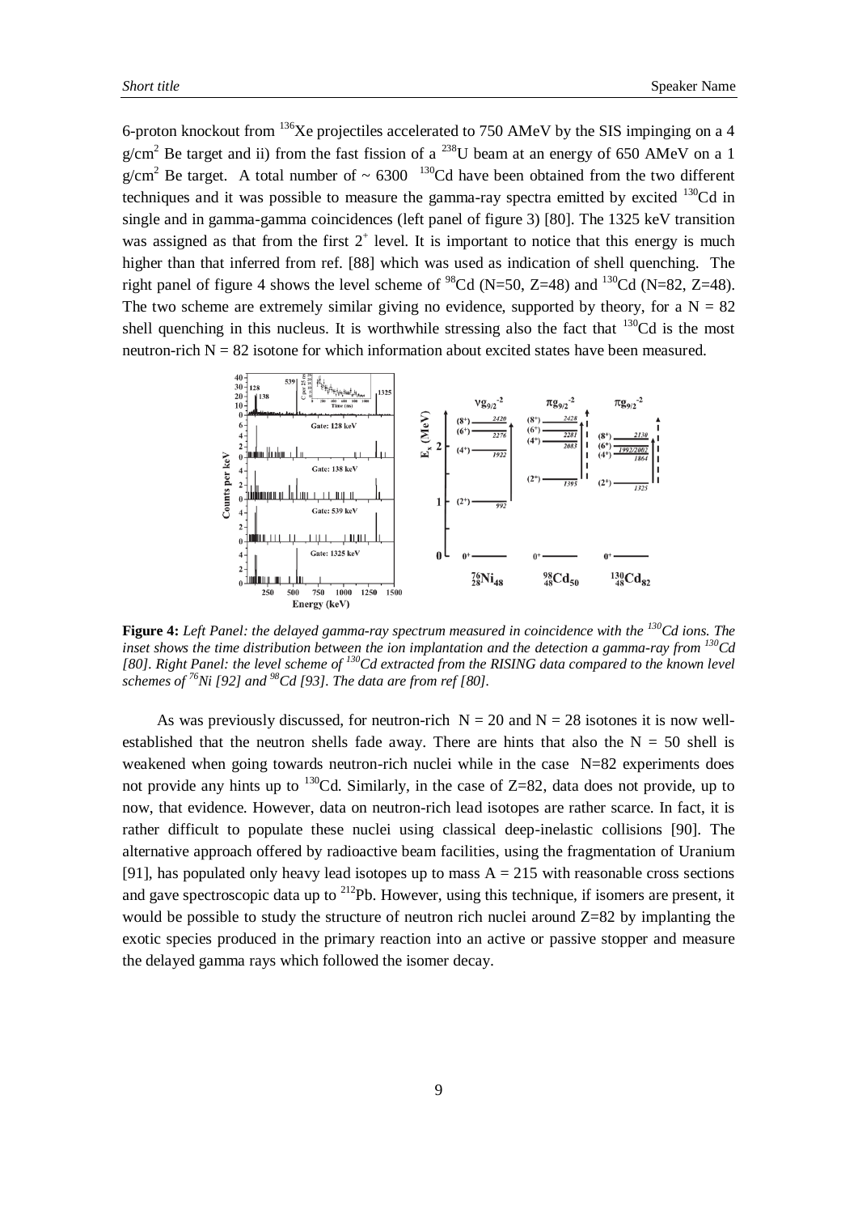6-proton knockout from $^{136}$Xe projectiles accelerated to 750 AMeV by the SIS impinging on a 4 g/cm$^2$ Be target and ii) from the fast fission of a $^{238}$U beam at an energy of 650 AMeV on a 1 g/cm$^2$ Be target. A total number of ~ 6300 $^{130}$Cd have been obtained from the two different techniques and it was possible to measure the gamma-ray spectra emitted by excited $^{130}$Cd in single and in gamma-gamma coincidences (left panel of figure 3) [80]. The 1325 keV transition was assigned as that from the first $2^+$ level. It is important to notice that this energy is much higher than that inferred from ref. [88] which was used as indication of shell quenching. The right panel of figure 4 shows the level scheme of $^{98}$Cd (N=50, Z=48) and $^{130}$Cd (N=82, Z=48). The two scheme are extremely similar giving no evidence, supported by theory, for a N = 82 shell quenching in this nucleus. It is worthwhile stressing also the fact that $^{130}$Cd is the most neutron-rich N = 82 isotone for which information about excited states have been measured.

40
30
20
10
0
128
138
539
1325
C per 25 ns
Time (ns)
Gate: 128 keV
Gate: 138 keV
Gate: 539 keV
Gate: 1325 keV
Counts per keV
250 500 750 1000 1250 1500
Energy (keV)

$E_x$ (MeV)
2
1
0
$\nu g_{9/2}^{-2}$
(8+) 2420
(6+) 2276
(4+) 1922
(2+) 992
0+
$^{76}_{28}$Ni$_{48}$
$\pi g_{9/2}^{-2}$
(8+) 2428
(6+) 2281
(4+) 2083
(2+) 1395
0+
$^{98}_{48}$Cd$_{50}$
$\pi g_{9/2}^{-2}$
(8+) 2130
(6+) 1992/2002
(4+) 1864
(2+) 1325
0+
$^{130}_{48}$Cd$_{82}$

**Figure 4:** *Left Panel: the delayed gamma-ray spectrum measured in coincidence with the $^{130}$Cd ions. The inset shows the time distribution between the ion implantation and the detection a gamma-ray from $^{130}$Cd [80]. Right Panel: the level scheme of $^{130}$Cd extracted from the RISING data compared to the known level schemes of $^{76}$Ni [92] and $^{98}$Cd [93]. The data are from ref [80].*

As was previously discussed, for neutron-rich N = 20 and N = 28 isotones it is now well-established that the neutron shells fade away. There are hints that also the N = 50 shell is weakened when going towards neutron-rich nuclei while in the case N=82 experiments does not provide any hints up to $^{130}$Cd. Similarly, in the case of Z=82, data does not provide, up to now, that evidence. However, data on neutron-rich lead isotopes are rather scarce. In fact, it is rather difficult to populate these nuclei using classical deep-inelastic collisions [90]. The alternative approach offered by radioactive beam facilities, using the fragmentation of Uranium [91], has populated only heavy lead isotopes up to mass A = 215 with reasonable cross sections and gave spectroscopic data up to $^{212}$Pb. However, using this technique, if isomers are present, it would be possible to study the structure of neutron rich nuclei around Z=82 by implanting the exotic species produced in the primary reaction into an active or passive stopper and measure the delayed gamma rays which followed the isomer decay.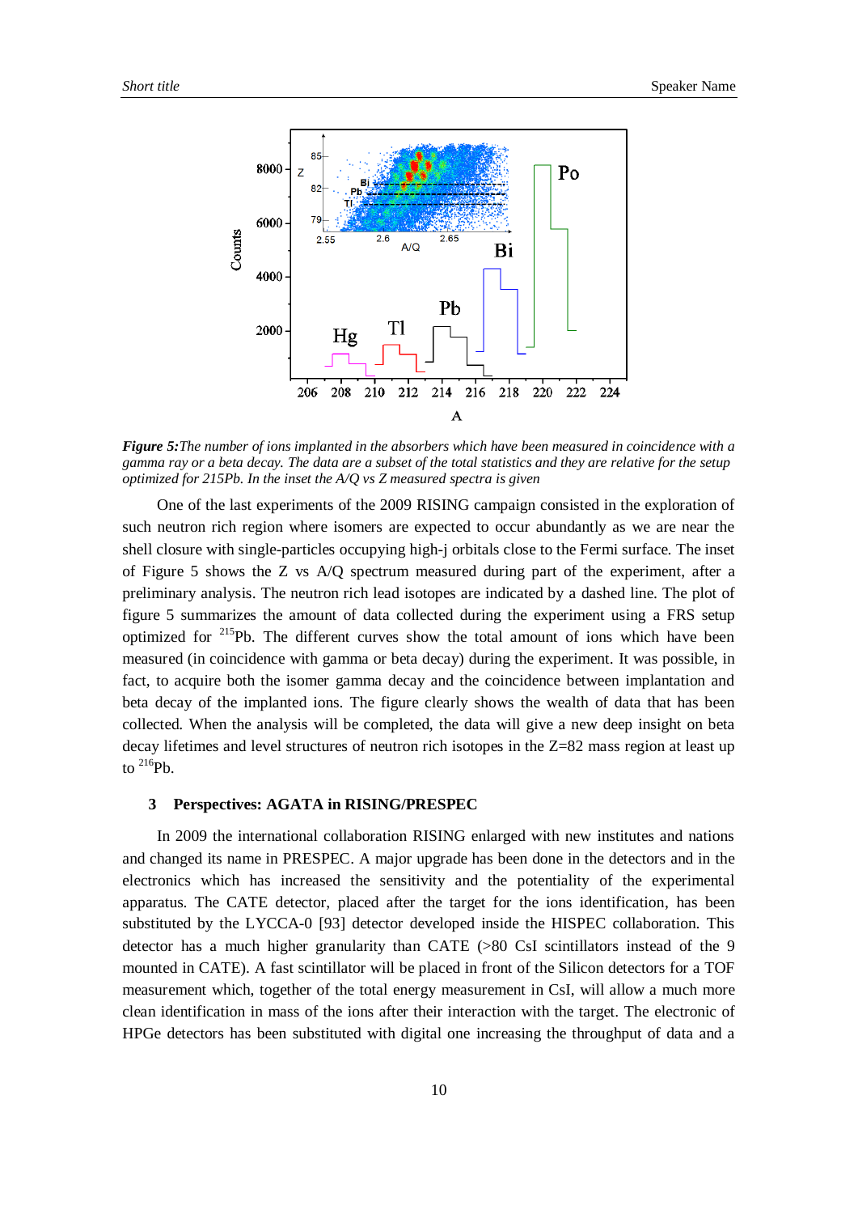8000

6000

4000

2000

Counts

206 208 210 212 214 216 218 220 222 224

A

Hg

Tl

Pb

Bi

Po

85

Z

82

79

2.55 2.6 2.65

A/Q

Bi

Pb

Tl

*Figure 5:The number of ions implanted in the absorbers which have been measured in coincidence with a gamma ray or a beta decay. The data are a subset of the total statistics and they are relative for the setup optimized for 215Pb. In the inset the A/Q vs Z measured spectra is given*

One of the last experiments of the 2009 RISING campaign consisted in the exploration of such neutron rich region where isomers are expected to occur abundantly as we are near the shell closure with single-particles occupying high-j orbitals close to the Fermi surface. The inset of Figure 5 shows the Z vs A/Q spectrum measured during part of the experiment, after a preliminary analysis. The neutron rich lead isotopes are indicated by a dashed line. The plot of figure 5 summarizes the amount of data collected during the experiment using a FRS setup optimized for $^{215}$Pb. The different curves show the total amount of ions which have been measured (in coincidence with gamma or beta decay) during the experiment. It was possible, in fact, to acquire both the isomer gamma decay and the coincidence between implantation and beta decay of the implanted ions. The figure clearly shows the wealth of data that has been collected. When the analysis will be completed, the data will give a new deep insight on beta decay lifetimes and level structures of neutron rich isotopes in the Z=82 mass region at least up to $^{216}$Pb.

## 3 Perspectives: AGATA in RISING/PRESPEC

In 2009 the international collaboration RISING enlarged with new institutes and nations and changed its name in PRESPEC. A major upgrade has been done in the detectors and in the electronics which has increased the sensitivity and the potentiality of the experimental apparatus. The CATE detector, placed after the target for the ions identification, has been substituted by the LYCCA-0 [93] detector developed inside the HISPEC collaboration. This detector has a much higher granularity than CATE (>80 CsI scintillators instead of the 9 mounted in CATE). A fast scintillator will be placed in front of the Silicon detectors for a TOF measurement which, together of the total energy measurement in CsI, will allow a much more clean identification in mass of the ions after their interaction with the target. The electronic of HPGe detectors has been substituted with digital one increasing the throughput of data and a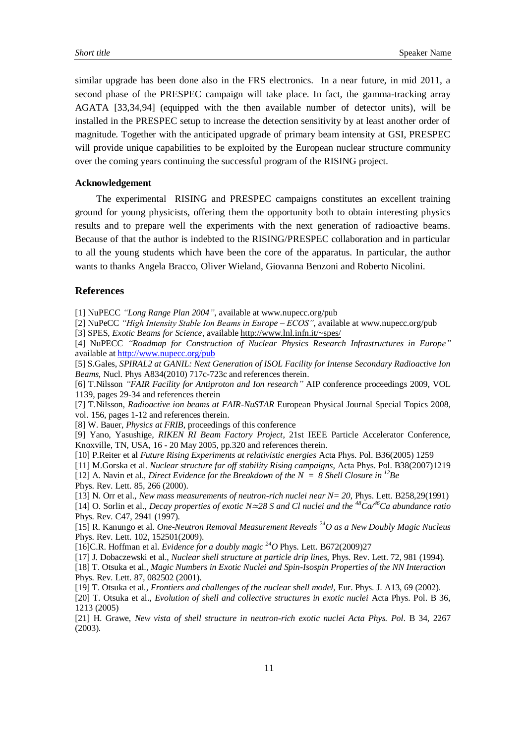similar upgrade has been done also in the FRS electronics. In a near future, in mid 2011, a second phase of the PRESPEC campaign will take place. In fact, the gamma-tracking array AGATA [33,34,94] (equipped with the then available number of detector units), will be installed in the PRESPEC setup to increase the detection sensitivity by at least another order of magnitude. Together with the anticipated upgrade of primary beam intensity at GSI, PRESPEC will provide unique capabilities to be exploited by the European nuclear structure community over the coming years continuing the successful program of the RISING project.

#### Acknowledgement

The experimental RISING and PRESPEC campaigns constitutes an excellent training ground for young physicists, offering them the opportunity both to obtain interesting physics results and to prepare well the experiments with the next generation of radioactive beams. Because of that the author is indebted to the RISING/PRESPEC collaboration and in particular to all the young students which have been the core of the apparatus. In particular, the author wants to thanks Angela Bracco, Oliver Wieland, Giovanna Benzoni and Roberto Nicolini.

## References

[1] NuPECC *"Long Range Plan 2004"*, available at www.nupecc.org/pub

[2] NuPeCC *"High Intensity Stable Ion Beams in Europe – ECOS"*, available at www.nupecc.org/pub

[3] SPES, *Exotic Beams for Science*, available http://www.lnl.infn.it/~spes/

[4] NuPECC *"Roadmap for Construction of Nuclear Physics Research Infrastructures in Europe"* available at http://www.nupecc.org/pub

[5] S.Gales, *SPIRAL2 at GANIL: Next Generation of ISOL Facility for Intense Secondary Radioactive Ion Beams*, Nucl. Phys A834(2010) 717c-723c and references therein.

[6] T.Nilsson *"FAIR Facility for Antiproton and Ion research"* AIP conference proceedings 2009, VOL 1139, pages 29-34 and references therein

[7] T.Nilsson, *Radioactive ion beams at FAIR-NuSTAR* European Physical Journal Special Topics 2008, vol. 156, pages 1-12 and references therein.

[8] W. Bauer, *Physics at FRIB*, proceedings of this conference

[9] Yano, Yasushige, *RIKEN RI Beam Factory Project*, 21st IEEE Particle Accelerator Conference, Knoxville, TN, USA, 16 - 20 May 2005, pp.320 and references therein.

[10] P.Reiter et al *Future Rising Experiments at relativistic energies* Acta Phys. Pol. B36(2005) 1259

[11] M.Gorska et al. *Nuclear structure far off stability Rising campaigns*, Acta Phys. Pol. B38(2007)1219

[12] A. Navin et al., *Direct Evidence for the Breakdown of the $N = 8$ Shell Closure in $^{12}Be$* Phys. Rev. Lett. 85, 266 (2000).

[13] N. Orr et al., *New mass measurements of neutron-rich nuclei near $N= 20$*, Phys. Lett. B258,29(1991)

[14] O. Sorlin et al., *Decay properties of exotic $N\simeq28$ S and Cl nuclei and the $^{48}Ca/^{46}Ca$ abundance ratio* Phys. Rev. C47, 2941 (1997).

[15] R. Kanungo et al. *One-Neutron Removal Measurement Reveals $^{24}O$ as a New Doubly Magic Nucleus* Phys. Rev. Lett. 102, 152501(2009).

[16]C.R. Hoffman et al. *Evidence for a doubly magic $^{24}O$* Phys. Lett. B672(2009)27

[17] J. Dobaczewski et al., *Nuclear shell structure at particle drip lines,* Phys. Rev. Lett. 72, 981 (1994).

[18] T. Otsuka et al., *Magic Numbers in Exotic Nuclei and Spin-Isospin Properties of the NN Interaction* Phys. Rev. Lett. 87, 082502 (2001).

[19] T. Otsuka et al., *Frontiers and challenges of the nuclear shell model,* Eur. Phys. J. A13, 69 (2002).

[20] T. Otsuka et al., *Evolution of shell and collective structures in exotic nuclei* Acta Phys. Pol. B 36, 1213 (2005)

[21] H. Grawe, *New vista of shell structure in neutron-rich exotic nuclei Acta Phys. Pol*. B 34, 2267 (2003).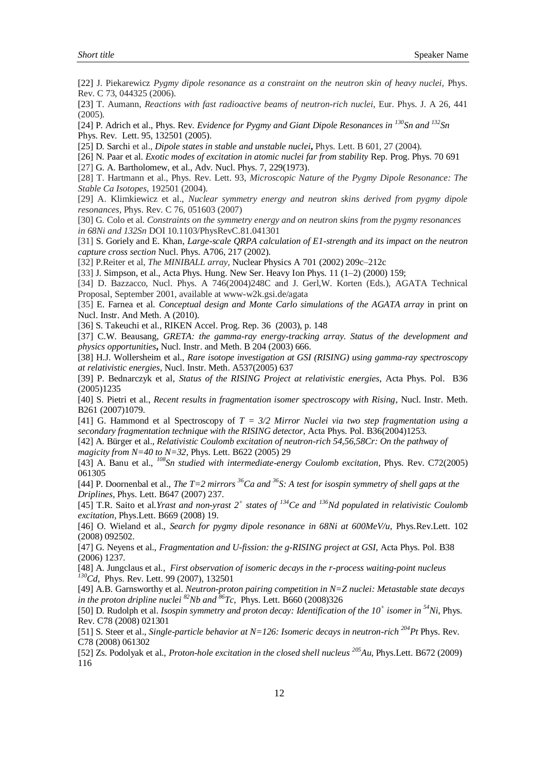[22] J. Piekarewicz *Pygmy dipole resonance as a constraint on the neutron skin of heavy nuclei,* Phys. Rev. C 73, 044325 (2006).

[23] T. Aumann, *Reactions with fast radioactive beams of neutron-rich nuclei*, Eur. Phys. J. A 26, 441 (2005).

[24] P. Adrich et al., Phys. Rev. *Evidence for Pygmy and Giant Dipole Resonances in $^{130}Sn$ and $^{132}Sn$* Phys. Rev. Lett. 95, 132501 (2005).

[25] D. Sarchi et al., *Dipole states in stable and unstable nuclei***,** Phys. Lett. B 601, 27 (2004).

[26] N. Paar et al. *Exotic modes of excitation in atomic nuclei far from stability* Rep. Prog. Phys. 70 691

[27] G. A. Bartholomew, et al., Adv. Nucl. Phys. 7, 229(1973).

[28] T. Hartmann et al., Phys. Rev. Lett. 93, *Microscopic Nature of the Pygmy Dipole Resonance: The Stable Ca Isotopes,* 192501 (2004).

[29] A. Klimkiewicz et al., *Nuclear symmetry energy and neutron skins derived from pygmy dipole resonances,* Phys. Rev. C 76, 051603 (2007)

[30] G. Colo et al. *Constraints on the symmetry energy and on neutron skins from the pygmy resonances in 68Ni and 132Sn* DOI 10.1103/PhysRevC.81.041301

[31] S. Goriely and E. Khan, *Large-scale QRPA calculation of E1-strength and its impact on the neutron capture cross section* Nucl. Phys. A706, 217 (2002).

[32] P.Reiter et al, *The MINIBALL array,* Nuclear Physics A 701 (2002) 209c–212c

[33] J. Simpson, et al., Acta Phys. Hung. New Ser. Heavy Ion Phys. 11 (1–2) (2000) 159;

[34] D. Bazzacco, Nucl. Phys. A 746(2004)248C and J. Gerl,W. Korten (Eds.), AGATA Technical Proposal, September 2001, available at www-w2k.gsi.de/agata

[35] E. Farnea et al. *Conceptual design and Monte Carlo simulations of the AGATA array* in print on Nucl. Instr. And Meth. A (2010).

[36] S. Takeuchi et al., RIKEN Accel. Prog. Rep. 36 (2003), p. 148

[37] C.W. Beausang, *GRETA: the gamma-ray energy-tracking array. Status of the development and physics opportunities***,** Nucl. Instr. and Meth. B 204 (2003) 666.

[38] H.J. Wollersheim et al., *Rare isotope investigation at GSI (RISING) using gamma-ray spectroscopy at relativistic energies,* Nucl. Instr. Meth. A537(2005) 637

[39] P. Bednarczyk et al, *Status of the RISING Project at relativistic energies*, Acta Phys. Pol. B36 (2005)1235

[40] S. Pietri et al., *Recent results in fragmentation isomer spectroscopy with Rising,* Nucl. Instr. Meth. B261 (2007)1079.

[41] G. Hammond et al Spectroscopy of *$T = 3/2$ Mirror Nuclei via two step fragmentation using a secondary fragmentation technique with the RISING detector*, Acta Phys. Pol. B36(2004)1253.

[42] A. Bürger et al., *Relativistic Coulomb excitation of neutron-rich 54,56,58Cr: On the pathway of magicity from N=40 to N=32,* Phys. Lett. B622 (2005) 29

[43] A. Banu et al., *$^{108}Sn$ studied with intermediate-energy Coulomb excitation,* Phys. Rev. C72(2005) 061305

[44] P. Doornenbal et al., *The T=2 mirrors $^{36}Ca$ and $^{36}S$: A test for isospin symmetry of shell gaps at the Driplines,* Phys. Lett. B647 (2007) 237.

[45] T.R. Saito et al.*Yrast and non-yrast $2^+$ states of $^{134}Ce$ and $^{136}Nd$ populated in relativistic Coulomb excitation,* Phys.Lett. B669 (2008) 19.

[46] O. Wieland et al., *Search for pygmy dipole resonance in 68Ni at 600MeV/u,* Phys.Rev.Lett. 102 (2008) 092502.

[47] G. Neyens et al., *Fragmentation and U-fission: the g-RISING project at GSI,* Acta Phys. Pol. B38 (2006) 1237.

[48] A. Jungclaus et al., *First observation of isomeric decays in the r-process waiting-point nucleus $^{130}Cd$,* Phys. Rev. Lett. 99 (2007), 132501

[49] A.B. Garnsworthy et al. *Neutron-proton pairing competition in N=Z nuclei: Metastable state decays in the proton dripline nuclei $^{82}Nb$ and $^{86}Tc$,* Phys. Lett. B660 (2008)326

[50] D. Rudolph et al. *Isospin symmetry and proton decay: Identification of the $10^+$ isomer in $^{54}Ni$,* Phys. Rev. C78 (2008) 021301

[51] S. Steer et al., *Single-particle behavior at N=126: Isomeric decays in neutron-rich $^{204}Pt$* Phys. Rev. C78 (2008) 061302

[52] Zs. Podolyak et al., *Proton-hole excitation in the closed shell nucleus $^{205}Au$,* Phys.Lett. B672 (2009) 116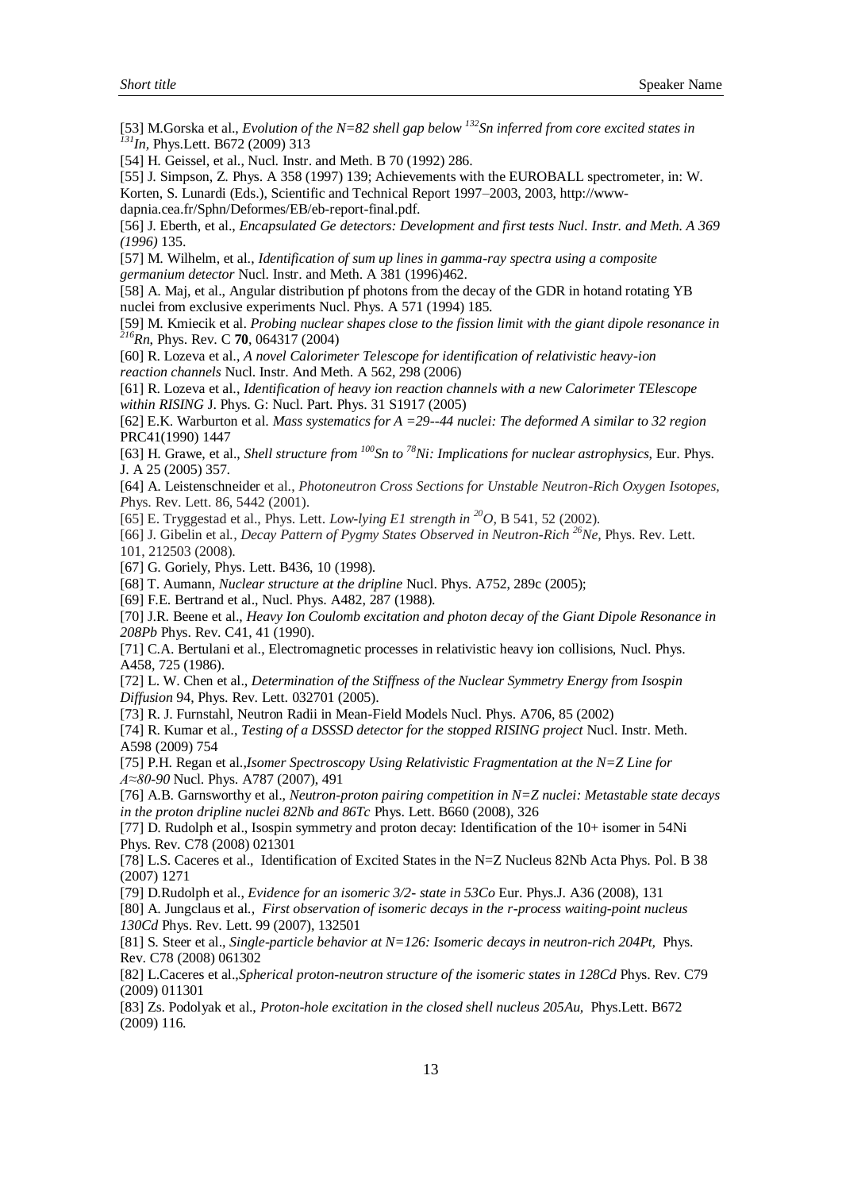[53] M.Gorska et al., *Evolution of the N=82 shell gap below $^{132}$Sn inferred from core excited states in $^{131}$In,* Phys.Lett. B672 (2009) 313

[54] H. Geissel, et al., Nucl. Instr. and Meth. B 70 (1992) 286.

[55] J. Simpson, Z. Phys. A 358 (1997) 139; Achievements with the EUROBALL spectrometer, in: W. Korten, S. Lunardi (Eds.), Scientific and Technical Report 1997–2003, 2003, http://www-dapnia.cea.fr/Sphn/Deformes/EB/eb-report-final.pdf.

[56] J. Eberth, et al., *Encapsulated Ge detectors: Development and first tests Nucl. Instr. and Meth. A 369 (1996)* 135.

[57] M. Wilhelm, et al., *Identification of sum up lines in gamma-ray spectra using a composite germanium detector* Nucl. Instr. and Meth. A 381 (1996)462.

[58] A. Maj, et al., Angular distribution pf photons from the decay of the GDR in hotand rotating YB nuclei from exclusive experiments Nucl. Phys. A 571 (1994) 185.

[59] M. Kmiecik et al. *Probing nuclear shapes close to the fission limit with the giant dipole resonance in $^{216}$Rn,* Phys. Rev. C **70**, 064317 (2004)

[60] R. Lozeva et al., *A novel Calorimeter Telescope for identification of relativistic heavy-ion reaction channels* Nucl. Instr. And Meth. A 562, 298 (2006)

[61] R. Lozeva et al., *Identification of heavy ion reaction channels with a new Calorimeter TElescope within RISING* J. Phys. G: Nucl. Part. Phys. 31 S1917 (2005)

[62] E.K. Warburton et al. *Mass systematics for A =29--44 nuclei: The deformed A similar to 32 region* PRC41(1990) 1447

[63] H. Grawe, et al., *Shell structure from $^{100}$Sn to $^{78}$Ni: Implications for nuclear astrophysics,* Eur. Phys. J. A 25 (2005) 357.

[64] A. Leistenschneider et al., *Photoneutron Cross Sections for Unstable Neutron-Rich Oxygen Isotopes, P*hys. Rev. Lett. 86, 5442 (2001).

[65] E. Tryggestad et al., Phys. Lett. *Low-lying E1 strength in $^{20}$O,* B 541, 52 (2002).

[66] J. Gibelin et al*., Decay Pattern of Pygmy States Observed in Neutron-Rich $^{26}$Ne,* Phys. Rev. Lett. 101, 212503 (2008).

[67] G. Goriely, Phys. Lett. B436, 10 (1998).

[68] T. Aumann, *Nuclear structure at the dripline* Nucl. Phys. A752, 289c (2005);

[69] F.E. Bertrand et al., Nucl. Phys. A482, 287 (1988).

[70] J.R. Beene et al., *Heavy Ion Coulomb excitation and photon decay of the Giant Dipole Resonance in 208Pb* Phys. Rev. C41, 41 (1990).

[71] C.A. Bertulani et al., Electromagnetic processes in relativistic heavy ion collisions, Nucl. Phys. A458, 725 (1986).

[72] L. W. Chen et al., *Determination of the Stiffness of the Nuclear Symmetry Energy from Isospin Diffusion* 94, Phys. Rev. Lett. 032701 (2005).

[73] R. J. Furnstahl, Neutron Radii in Mean-Field Models Nucl. Phys. A706, 85 (2002)

[74] R. Kumar et al., *Testing of a DSSSD detector for the stopped RISING project* Nucl. Instr. Meth. A598 (2009) 754

[75] P.H. Regan et al.,*Isomer Spectroscopy Using Relativistic Fragmentation at the N=Z Line for A≈80-90* Nucl. Phys. A787 (2007), 491

[76] A.B. Garnsworthy et al., *Neutron-proton pairing competition in N=Z nuclei: Metastable state decays in the proton dripline nuclei 82Nb and 86Tc* Phys. Lett. B660 (2008), 326

[77] D. Rudolph et al., Isospin symmetry and proton decay: Identification of the 10+ isomer in 54Ni Phys. Rev. C78 (2008) 021301

[78] L.S. Caceres et al., Identification of Excited States in the N=Z Nucleus 82Nb Acta Phys. Pol. B 38 (2007) 1271

[79] D.Rudolph et al., *Evidence for an isomeric 3/2- state in 53Co* Eur. Phys.J. A36 (2008), 131

[80] A. Jungclaus et al*., First observation of isomeric decays in the r-process waiting-point nucleus 130Cd* Phys. Rev. Lett. 99 (2007), 132501

[81] S. Steer et al., *Single-particle behavior at N=126: Isomeric decays in neutron-rich 204Pt,* Phys. Rev. C78 (2008) 061302

[82] L.Caceres et al.,*Spherical proton-neutron structure of the isomeric states in 128Cd* Phys. Rev. C79 (2009) 011301

[83] Zs. Podolyak et al., *Proton-hole excitation in the closed shell nucleus 205Au,* Phys.Lett. B672 (2009) 116.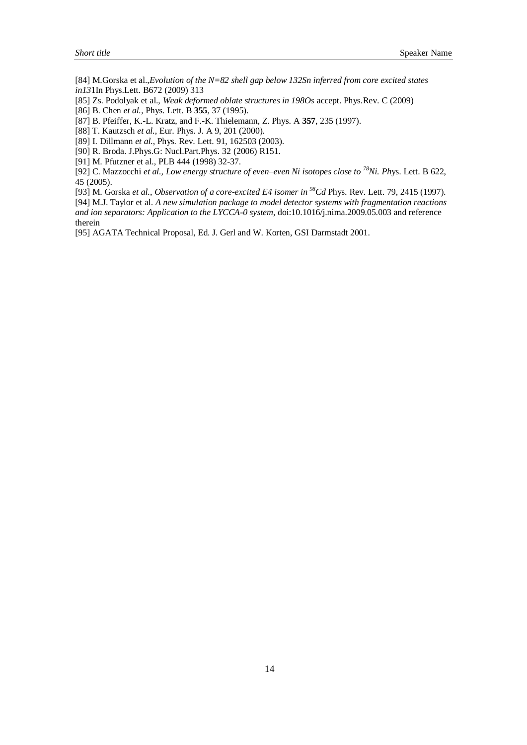[84] M.Gorska et al.,*Evolution of the N=82 shell gap below 132Sn inferred from core excited states in131*In Phys.Lett. B672 (2009) 313

[85] Zs. Podolyak et al., *Weak deformed oblate structures in 198Os* accept. Phys.Rev. C (2009)

[86] B. Chen *et al.*, Phys. Lett. B **355**, 37 (1995).

[87] B. Pfeiffer, K.-L. Kratz, and F.-K. Thielemann, Z. Phys. A **357**, 235 (1997).

[88] T. Kautzsch *et al.*, Eur. Phys. J. A 9, 201 (2000).

[89] I. Dillmann *et al.*, Phys. Rev. Lett. 91, 162503 (2003).

[90] R. Broda. J.Phys.G: Nucl.Part.Phys. 32 (2006) R151.

[91] M. Pfutzner et al., PLB 444 (1998) 32-37.

[92] C. Mazzocchi *et al., Low energy structure of even–even Ni isotopes close to* $^{78}$*Ni. Ph*ys. Lett. B 622, 45 (2005).

[93] M. Gorska *et al.*, *Observation of a core-excited E4 isomer in* $^{98}$*Cd* Phys. Rev. Lett. 79, 2415 (1997).

[94] M.J. Taylor et al. *A new simulation package to model detector systems with fragmentation reactions and ion separators: Application to the LYCCA-0 system*, doi:10.1016/j.nima.2009.05.003 and reference therein

[95] AGATA Technical Proposal, Ed. J. Gerl and W. Korten, GSI Darmstadt 2001.